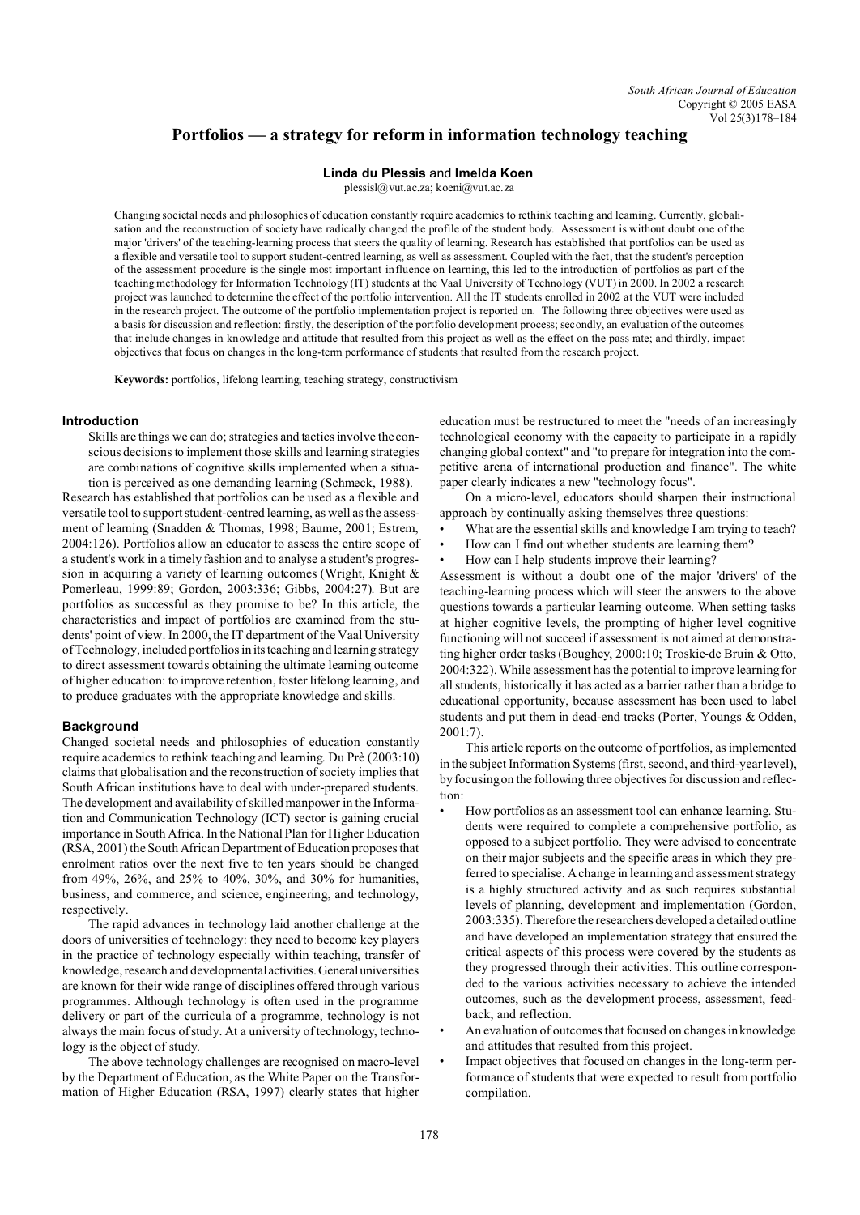# Portfolios — a strategy for reform in information technology teaching

**Linda du Plessis** and **Imelda Koen**

plessisl@vut.ac.za; koeni@vut.ac.za

Changing societal needs and philosophies of education constantly require academics to rethink teaching and learning. Currently, globalisation and the reconstruction of society have radically changed the profile of the student body. Assessment is without doubt one of the major 'drivers' of the teaching-learning process that steers the quality of learning. Research has established that portfolios can be used as a flexible and versatile tool to support student-centred learning, as well as assessment. Coupled with the fact, that the student's perception of the assessment procedure is the single most important influence on learning, this led to the introduction of portfolios as part of the teaching methodology for Information Technology (IT) students at the Vaal University of Technology (VUT) in 2000. In 2002 a research project was launched to determine the effect of the portfolio intervention. All the IT students enrolled in 2002 at the VUT were included in the research project. The outcome of the portfolio implementation project is reported on. The following three objectives were used as a basis for discussion and reflection: firstly, the description of the portfolio development process; secondly, an evaluation of the outcomes that include changes in knowledge and attitude that resulted from this project as well as the effect on the pass rate; and thirdly, impact objectives that focus on changes in the long-term performance of students that resulted from the research project.

**Keywords:** portfolios, lifelong learning, teaching strategy, constructivism

## Introduction

> Skills are things we can do; strategies and tactics involve the conscious decisions to implement those skills and learning strategies are combinations of cognitive skills implemented when a situation is perceived as one demanding learning (Schmeck, 1988).

Research has established that portfolios can be used as a flexible and versatile tool to support student-centred learning, as well as the assessment of learning (Snadden & Thomas, 1998; Baume, 2001; Estrem, 2004:126). Portfolios allow an educator to assess the entire scope of a student's work in a timely fashion and to analyse a student's progression in acquiring a variety of learning outcomes (Wright, Knight & Pomerleau, 1999:89; Gordon, 2003:336; Gibbs, 2004:27). But are portfolios as successful as they promise to be? In this article, the characteristics and impact of portfolios are examined from the students' point of view. In 2000, the IT department of the Vaal University of Technology, included portfolios in its teaching and learning strategy to direct assessment towards obtaining the ultimate learning outcome of higher education: to improve retention, foster lifelong learning, and to produce graduates with the appropriate knowledge and skills.

## Background

Changed societal needs and philosophies of education constantly require academics to rethink teaching and learning. Du Prè (2003:10) claims that globalisation and the reconstruction of society implies that South African institutions have to deal with under-prepared students. The development and availability of skilled manpower in the Information and Communication Technology (ICT) sector is gaining crucial importance in South Africa. In the National Plan for Higher Education (RSA, 2001) the South African Department of Education proposes that enrolment ratios over the next five to ten years should be changed from 49%, 26%, and 25% to 40%, 30%, and 30% for humanities, business, and commerce, and science, engineering, and technology, respectively.

The rapid advances in technology laid another challenge at the doors of universities of technology: they need to become key players in the practice of technology especially within teaching, transfer of knowledge, research and developmental activities. General universities are known for their wide range of disciplines offered through various programmes. Although technology is often used in the programme delivery or part of the curricula of a programme, technology is not always the main focus of study. At a university of technology, technology is the object of study.

The above technology challenges are recognised on macro-level by the Department of Education, as the White Paper on the Transformation of Higher Education (RSA, 1997) clearly states that higher education must be restructured to meet the "needs of an increasingly technological economy with the capacity to participate in a rapidly changing global context" and "to prepare for integration into the competitive arena of international production and finance". The white paper clearly indicates a new "technology focus".

On a micro-level, educators should sharpen their instructional approach by continually asking themselves three questions:

- What are the essential skills and knowledge I am trying to teach?
- How can I find out whether students are learning them?
- How can I help students improve their learning?

Assessment is without a doubt one of the major 'drivers' of the teaching-learning process which will steer the answers to the above questions towards a particular learning outcome. When setting tasks at higher cognitive levels, the prompting of higher level cognitive functioning will not succeed if assessment is not aimed at demonstrating higher order tasks (Boughey, 2000:10; Troskie-de Bruin & Otto, 2004:322). While assessment has the potential to improve learning for all students, historically it has acted as a barrier rather than a bridge to educational opportunity, because assessment has been used to label students and put them in dead-end tracks (Porter, Youngs & Odden, 2001:7).

This article reports on the outcome of portfolios, as implemented in the subject Information Systems (first, second, and third-year level), by focusing on the following three objectives for discussion and reflection:

- How portfolios as an assessment tool can enhance learning. Students were required to complete a comprehensive portfolio, as opposed to a subject portfolio. They were advised to concentrate on their major subjects and the specific areas in which they preferred to specialise. A change in learning and assessment strategy is a highly structured activity and as such requires substantial levels of planning, development and implementation (Gordon, 2003:335). Therefore the researchers developed a detailed outline and have developed an implementation strategy that ensured the critical aspects of this process were covered by the students as they progressed through their activities. This outline corresponded to the various activities necessary to achieve the intended outcomes, such as the development process, assessment, feedback, and reflection.
- An evaluation of outcomes that focused on changes in knowledge and attitudes that resulted from this project.
- Impact objectives that focused on changes in the long-term performance of students that were expected to result from portfolio compilation.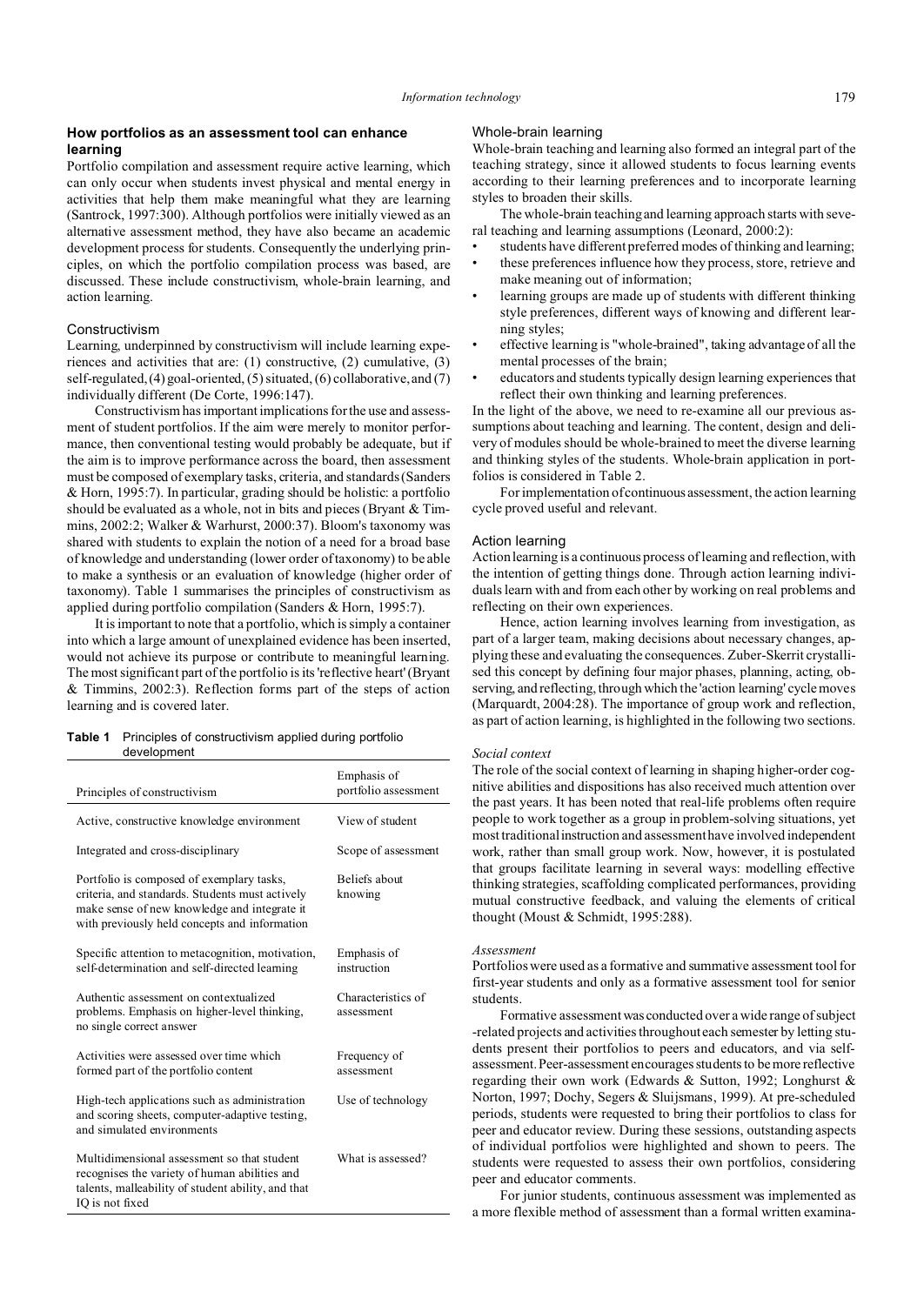## How portfolios as an assessment tool can enhance learning

Portfolio compilation and assessment require active learning, which can only occur when students invest physical and mental energy in activities that help them make meaningful what they are learning (Santrock, 1997:300). Although portfolios were initially viewed as an alternative assessment method, they have also became an academic development process for students. Consequently the underlying principles, on which the portfolio compilation process was based, are discussed. These include constructivism, whole-brain learning, and action learning.

### Constructivism

Learning, underpinned by constructivism will include learning experiences and activities that are: (1) constructive, (2) cumulative, (3) self-regulated, (4) goal-oriented, (5) situated, (6) collaborative, and (7) individually different (De Corte, 1996:147).

Constructivism has important implications for the use and assessment of student portfolios. If the aim were merely to monitor performance, then conventional testing would probably be adequate, but if the aim is to improve performance across the board, then assessment must be composed of exemplary tasks, criteria, and standards (Sanders & Horn, 1995:7). In particular, grading should be holistic: a portfolio should be evaluated as a whole, not in bits and pieces (Bryant & Timmins, 2002:2; Walker & Warhurst, 2000:37). Bloom's taxonomy was shared with students to explain the notion of a need for a broad base of knowledge and understanding (lower order of taxonomy) to be able to make a synthesis or an evaluation of knowledge (higher order of taxonomy). Table 1 summarises the principles of constructivism as applied during portfolio compilation (Sanders & Horn, 1995:7).

It is important to note that a portfolio, which is simply a container into which a large amount of unexplained evidence has been inserted, would not achieve its purpose or contribute to meaningful learning. The most significant part of the portfolio is its 'reflective heart' (Bryant & Timmins, 2002:3). Reflection forms part of the steps of action learning and is covered later.

**Table 1** Principles of constructivism applied during portfolio development

| Principles of constructivism | Emphasis of portfolio assessment |
|---|---|
| Active, constructive knowledge environment | View of student |
| Integrated and cross-disciplinary | Scope of assessment |
| Portfolio is composed of exemplary tasks, criteria, and standards. Students must actively make sense of new knowledge and integrate it with previously held concepts and information | Beliefs about knowing |
| Specific attention to metacognition, motivation, self-determination and self-directed learning | Emphasis of instruction |
| Authentic assessment on contextualized problems. Emphasis on higher-level thinking, no single correct answer | Characteristics of assessment |
| Activities were assessed over time which formed part of the portfolio content | Frequency of assessment |
| High-tech applications such as administration and scoring sheets, computer-adaptive testing, and simulated environments | Use of technology |
| Multidimensional assessment so that student recognises the variety of human abilities and talents, malleability of student ability, and that IQ is not fixed | What is assessed? |

### Whole-brain learning

Whole-brain teaching and learning also formed an integral part of the teaching strategy, since it allowed students to focus learning events according to their learning preferences and to incorporate learning styles to broaden their skills.

The whole-brain teaching and learning approach starts with several teaching and learning assumptions (Leonard, 2000:2):

- students have different preferred modes of thinking and learning;
- these preferences influence how they process, store, retrieve and make meaning out of information;
- learning groups are made up of students with different thinking style preferences, different ways of knowing and different learning styles;
- effective learning is "whole-brained", taking advantage of all the mental processes of the brain;
- educators and students typically design learning experiences that reflect their own thinking and learning preferences.

In the light of the above, we need to re-examine all our previous assumptions about teaching and learning. The content, design and delivery of modules should be whole-brained to meet the diverse learning and thinking styles of the students. Whole-brain application in portfolios is considered in Table 2.

For implementation of continuous assessment, the action learning cycle proved useful and relevant.

### Action learning

Action learning is a continuous process of learning and reflection, with the intention of getting things done. Through action learning individuals learn with and from each other by working on real problems and reflecting on their own experiences.

Hence, action learning involves learning from investigation, as part of a larger team, making decisions about necessary changes, applying these and evaluating the consequences. Zuber-Skerrit crystallised this concept by defining four major phases, planning, acting, observing, and reflecting, through which the 'action learning' cycle moves (Marquardt, 2004:28). The importance of group work and reflection, as part of action learning, is highlighted in the following two sections.

#### *Social context*

The role of the social context of learning in shaping higher-order cognitive abilities and dispositions has also received much attention over the past years. It has been noted that real-life problems often require people to work together as a group in problem-solving situations, yet most traditional instruction and assessment have involved independent work, rather than small group work. Now, however, it is postulated that groups facilitate learning in several ways: modelling effective thinking strategies, scaffolding complicated performances, providing mutual constructive feedback, and valuing the elements of critical thought (Moust & Schmidt, 1995:288).

#### *Assessment*

Portfolios were used as a formative and summative assessment tool for first-year students and only as a formative assessment tool for senior students.

Formative assessment was conducted over a wide range of subject-related projects and activities throughout each semester by letting students present their portfolios to peers and educators, and via self-assessment. Peer-assessment encourages students to be more reflective regarding their own work (Edwards & Sutton, 1992; Longhurst & Norton, 1997; Dochy, Segers & Sluijsmans, 1999). At pre-scheduled periods, students were requested to bring their portfolios to class for peer and educator review. During these sessions, outstanding aspects of individual portfolios were highlighted and shown to peers. The students were requested to assess their own portfolios, considering peer and educator comments.

For junior students, continuous assessment was implemented as a more flexible method of assessment than a formal written examina-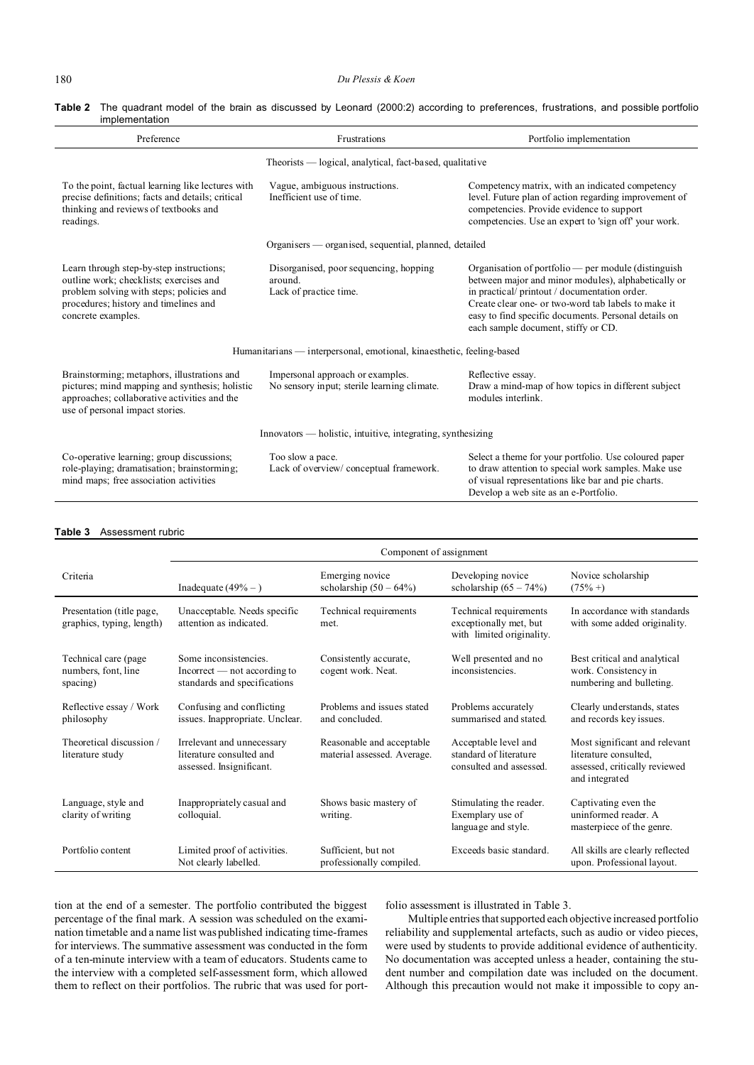**Table 2** The quadrant model of the brain as discussed by Leonard (2000:2) according to preferences, frustrations, and possible portfolio implementation

| Preference | Frustrations | Portfolio implementation |
|---|---|---|
| | Theorists — logical, analytical, fact-based, qualitative | |
| To the point, factual learning like lectures with precise definitions; facts and details; critical thinking and reviews of textbooks and readings. | Vague, ambiguous instructions. Inefficient use of time. | Competency matrix, with an indicated competency level. Future plan of action regarding improvement of competencies. Provide evidence to support competencies. Use an expert to 'sign off' your work. |
| | Organisers — organised, sequential, planned, detailed | |
| Learn through step-by-step instructions; outline work; checklists; exercises and problem solving with steps; policies and procedures; history and timelines and concrete examples. | Disorganised, poor sequencing, hopping around. Lack of practice time. | Organisation of portfolio — per module (distinguish between major and minor modules), alphabetically or in practical/ printout / documentation order. Create clear one- or two-word tab labels to make it easy to find specific documents. Personal details on each sample document, stiffy or CD. |
| | Humanitarians — interpersonal, emotional, kinaesthetic, feeling-based | |
| Brainstorming; metaphors, illustrations and pictures; mind mapping and synthesis; holistic approaches; collaborative activities and the use of personal impact stories. | Impersonal approach or examples. No sensory input; sterile learning climate. | Reflective essay. Draw a mind-map of how topics in different subject modules interlink. |
| | Innovators — holistic, intuitive, integrating, synthesizing | |
| Co-operative learning; group discussions; role-playing; dramatisation; brainstorming; mind maps; free association activities | Too slow a pace. Lack of overview/ conceptual framework. | Select a theme for your portfolio. Use coloured paper to draw attention to special work samples. Make use of visual representations like bar and pie charts. Develop a web site as an e-Portfolio. |

**Table 3** Assessment rubric

| Criteria | Component of assignment | | | |
|---|---|---|---|---|
| | Inadequate (49% – ) | Emerging novice scholarship (50 – 64%) | Developing novice scholarship (65 – 74%) | Novice scholarship (75% +) |
| Presentation (title page, graphics, typing, length) | Unacceptable. Needs specific attention as indicated. | Technical requirements met. | Technical requirements exceptionally met, but with limited originality. | In accordance with standards with some added originality. |
| Technical care (page numbers, font, line spacing) | Some inconsistencies. Incorrect — not according to standards and specifications | Consistently accurate, cogent work. Neat. | Well presented and no inconsistencies. | Best critical and analytical work. Consistency in numbering and bulleting. |
| Reflective essay / Work philosophy | Confusing and conflicting issues. Inappropriate. Unclear. | Problems and issues stated and concluded. | Problems accurately summarised and stated. | Clearly understands, states and records key issues. |
| Theoretical discussion / literature study | Irrelevant and unnecessary literature consulted and assessed. Insignificant. | Reasonable and acceptable material assessed. Average. | Acceptable level and standard of literature consulted and assessed. | Most significant and relevant literature consulted, assessed, critically reviewed and integrated |
| Language, style and clarity of writing | Inappropriately casual and colloquial. | Shows basic mastery of writing. | Stimulating the reader. Exemplary use of language and style. | Captivating even the uninformed reader. A masterpiece of the genre. |
| Portfolio content | Limited proof of activities. Not clearly labelled. | Sufficient, but not professionally compiled. | Exceeds basic standard. | All skills are clearly reflected upon. Professional layout. |

tion at the end of a semester. The portfolio contributed the biggest percentage of the final mark. A session was scheduled on the examination timetable and a name list was published indicating time-frames for interviews. The summative assessment was conducted in the form of a ten-minute interview with a team of educators. Students came to the interview with a completed self-assessment form, which allowed them to reflect on their portfolios. The rubric that was used for portfolio assessment is illustrated in Table 3.

Multiple entries that supported each objective increased portfolio reliability and supplemental artefacts, such as audio or video pieces, were used by students to provide additional evidence of authenticity. No documentation was accepted unless a header, containing the student number and compilation date was included on the document. Although this precaution would not make it impossible to copy an-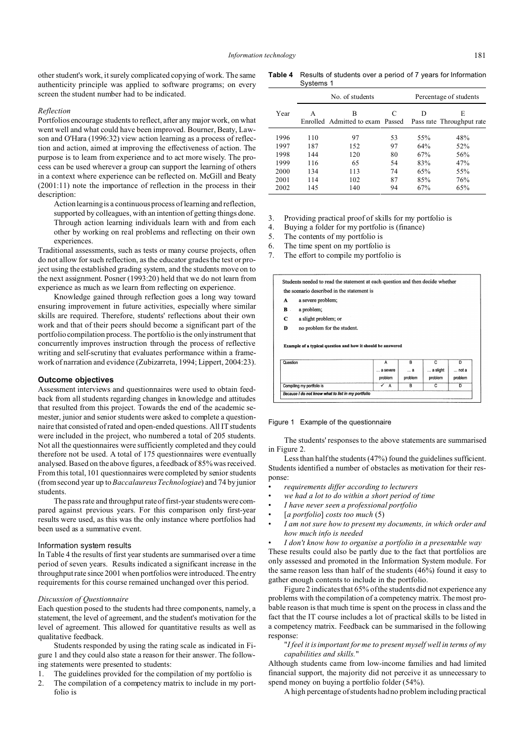other student's work, it surely complicated copying of work. The same authenticity principle was applied to software programs; on every screen the student number had to be indicated.

*Reflection*

Portfolios encourage students to reflect, after any major work, on what went well and what could have been improved. Bourner, Beaty, Lawson and O'Hara (1996:32) view action learning as a process of reflection and action, aimed at improving the effectiveness of action. The purpose is to learn from experience and to act more wisely. The process can be used wherever a group can support the learning of others in a context where experience can be reflected on. McGill and Beaty (2001:11) note the importance of reflection in the process in their description:

> Action learning is a continuous process of learning and reflection, supported by colleagues, with an intention of getting things done. Through action learning individuals learn with and from each other by working on real problems and reflecting on their own experiences.

Traditional assessments, such as tests or many course projects, often do not allow for such reflection, as the educator grades the test or project using the established grading system, and the students move on to the next assignment. Posner (1993:20) held that we do not learn from experience as much as we learn from reflecting on experience.

Knowledge gained through reflection goes a long way toward ensuring improvement in future activities, especially where similar skills are required. Therefore, students' reflections about their own work and that of their peers should become a significant part of the portfolio compilation process. The portfolio is the only instrument that concurrently improves instruction through the process of reflective writing and self-scrutiny that evaluates performance within a framework of narration and evidence (Zubizarreta, 1994; Lippert, 2004:23).

## Outcome objectives

Assessment interviews and questionnaires were used to obtain feedback from all students regarding changes in knowledge and attitudes that resulted from this project. Towards the end of the academic semester, junior and senior students were asked to complete a questionnaire that consisted of rated and open-ended questions. All IT students were included in the project, who numbered a total of 205 students. Not all the questionnaires were sufficiently completed and they could therefore not be used. A total of 175 questionnaires were eventually analysed. Based on the above figures, a feedback of 85% was received. From this total, 101 questionnaires were completed by senior students (from second year up to *Baccalaureus Technologiae*) and 74 by junior students.

The pass rate and throughput rate of first-year students were compared against previous years. For this comparison only first-year results were used, as this was the only instance where portfolios had been used as a summative event.

### Information system results

In Table 4 the results of first year students are summarised over a time period of seven years. Results indicated a significant increase in the throughput rate since 2001 when portfolios were introduced. The entry requirements for this course remained unchanged over this period.

**Table 4** Results of students over a period of 7 years for Information Systems 1

| | No. of students | | | Percentage of students | |
|---|---|---|---|---|---|
| Year | A Enrolled | B Admitted to exam | C Passed | D Pass rate | E Throughput rate |
| 1996 | 110 | 97 | 53 | 55% | 48% |
| 1997 | 187 | 152 | 97 | 64% | 52% |
| 1998 | 144 | 120 | 80 | 67% | 56% |
| 1999 | 116 | 65 | 54 | 83% | 47% |
| 2000 | 134 | 113 | 74 | 65% | 55% |
| 2001 | 114 | 102 | 87 | 85% | 76% |
| 2002 | 145 | 140 | 94 | 67% | 65% |

*Discussion of Questionnaire*

Each question posed to the students had three components, namely, a statement, the level of agreement, and the student's motivation for the level of agreement. This allowed for quantitative results as well as qualitative feedback.

Students responded by using the rating scale as indicated in Figure 1 and they could also state a reason for their answer. The following statements were presented to students:

1. The guidelines provided for the compilation of my portfolio is
2. The compilation of a competency matrix to include in my portfolio is
3. Providing practical proof of skills for my portfolio is
4. Buying a folder for my portfolio is (finance)
5. The contents of my portfolio is
6. The time spent on my portfolio is
7. The effort to compile my portfolio is

Students needed to read the statement at each question and then decide whether the scenario described in the statement is

- **A** a severe problem;
- **B** a problem;
- **C** a slight problem; or
- **D** no problem for the student.

**Example of a typical question and how it should be answered**

| Question | A ... a severe problem | B ... a problem | C ... a slight problem | D ... not a problem |
|---|---|---|---|---|
| Compiling my portfolio is | ✓ A | B | C | D |
| *Because I do not know what to list in my portfolio* | | | | |

Figure 1 Example of the questionnaire

The students' responses to the above statements are summarised in Figure 2.

Less than half the students (47%) found the guidelines sufficient. Students identified a number of obstacles as motivation for their response:

- *requirements differ according to lecturers*
- *we had a lot to do within a short period of time*
- *I have never seen a professional portfolio*
- [*a portfolio*] *costs too much* (5)
- *I am not sure how to present my documents, in which order and how much info is needed*
- *I don't know how to organise a portfolio in a presentable way*

These results could also be partly due to the fact that portfolios are only assessed and promoted in the Information System module. For the same reason less than half of the students (46%) found it easy to gather enough contents to include in the portfolio.

Figure 2 indicates that 65% of the students did not experience any problems with the compilation of a competency matrix. The most probable reason is that much time is spent on the process in class and the fact that the IT course includes a lot of practical skills to be listed in a competency matrix. Feedback can be summarised in the following response:

> "*I feel it is important for me to present myself well in terms of my capabilities and skills.*"

Although students came from low-income families and had limited financial support, the majority did not perceive it as unnecessary to spend money on buying a portfolio folder (54%).

A high percentage of students had no problem including practical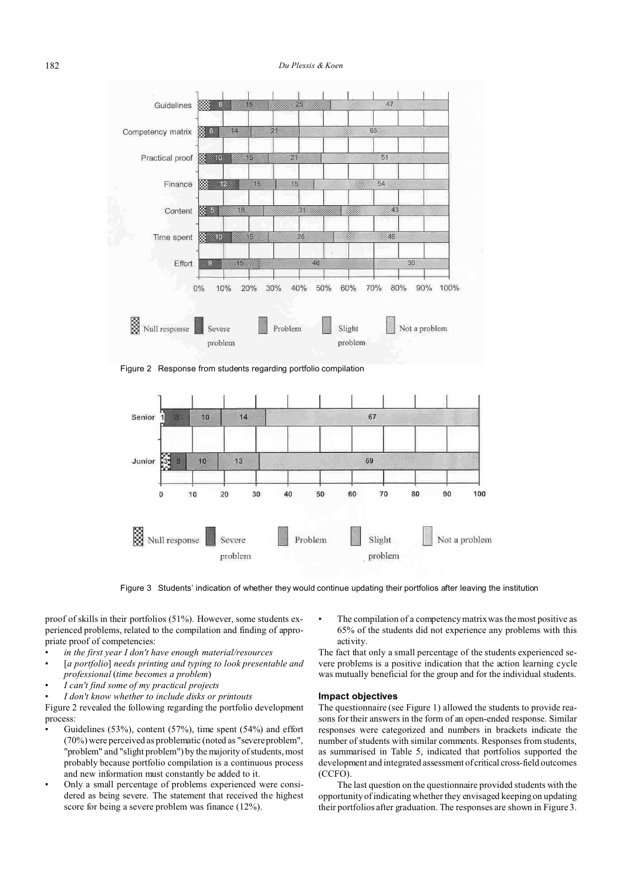Figure 2 Response from students regarding portfolio compilation

Figure 3 Students' indication of whether they would continue updating their portfolios after leaving the institution

proof of skills in their portfolios (51%). However, some students experienced problems, related to the compilation and finding of appropriate proof of competencies:

- *in the first year I don't have enough material/resources*
- [*a portfolio*] *needs printing and typing to look presentable and professional* (*time becomes a problem*)
- *I can't find some of my practical projects*
- *I don't know whether to include disks or printouts*

Figure 2 revealed the following regarding the portfolio development process:

- Guidelines (53%), content (57%), time spent (54%) and effort (70%) were perceived as problematic (noted as "severe problem", "problem" and "slight problem") by the majority of students, most probably because portfolio compilation is a continuous process and new information must constantly be added to it.
- Only a small percentage of problems experienced were considered as being severe. The statement that received the highest score for being a severe problem was finance (12%).
- The compilation of a competency matrix was the most positive as 65% of the students did not experience any problems with this activity.

The fact that only a small percentage of the students experienced severe problems is a positive indication that the action learning cycle was mutually beneficial for the group and for the individual students.

### Impact objectives

The questionnaire (see Figure 1) allowed the students to provide reasons for their answers in the form of an open-ended response. Similar responses were categorized and numbers in brackets indicate the number of students with similar comments. Responses from students, as summarised in Table 5, indicated that portfolios supported the development and integrated assessment of critical cross-field outcomes (CCFO).

The last question on the questionnaire provided students with the opportunity of indicating whether they envisaged keeping on updating their portfolios after graduation. The responses are shown in Figure 3.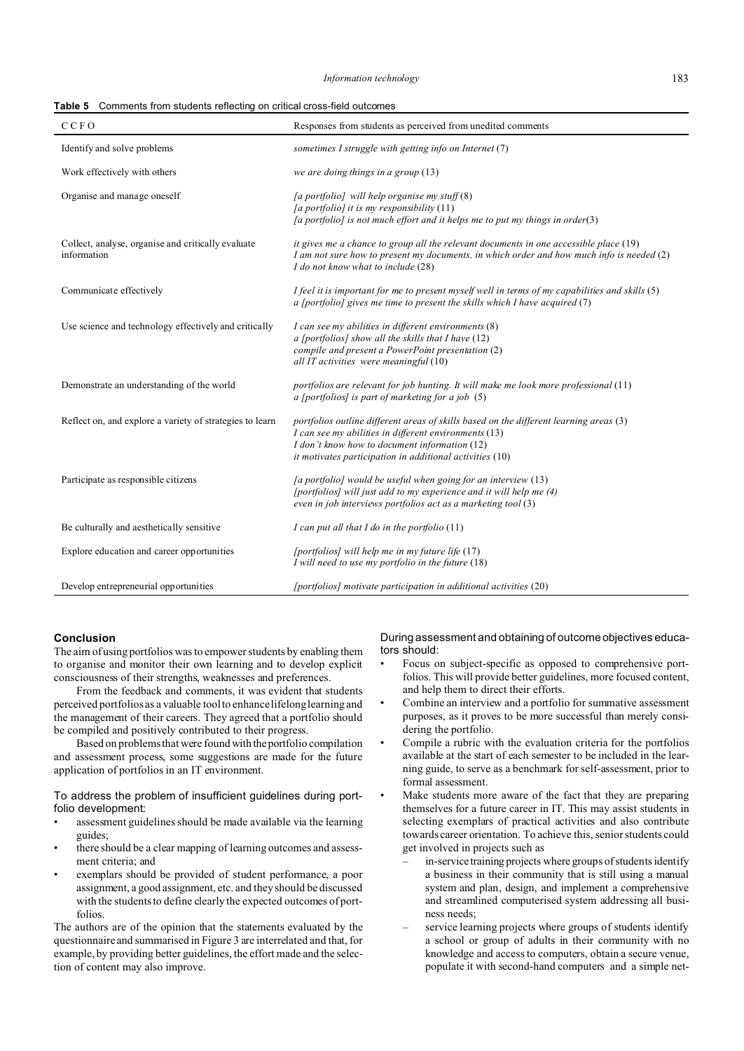**Table 5** Comments from students reflecting on critical cross-field outcomes

| C C F O | Responses from students as perceived from unedited comments |
|---|---|
| Identify and solve problems | *sometimes I struggle with getting info on Internet* (7) |
| Work effectively with others | *we are doing things in a group* (13) |
| Organise and manage oneself | *[a portfolio] will help organise my stuff* (8)<br>*[a portfolio] it is my responsibility* (11)<br>*[a portfolio] is not much effort and it helps me to put my things in order*(3) |
| Collect, analyse, organise and critically evaluate information | *it gives me a chance to group all the relevant documents in one accessible place* (19)<br>*I am not sure how to present my documents, in which order and how much info is needed* (2)<br>*I do not know what to include* (28) |
| Communicate effectively | *I feel it is important for me to present myself well in terms of my capabilities and skills* (5)<br>*a [portfolio] gives me time to present the skills which I have acquired* (7) |
| Use science and technology effectively and critically | *I can see my abilities in different environments* (8)<br>*a [portfolios] show all the skills that I have* (12)<br>*compile and present a PowerPoint presentation* (2)<br>*all IT activities were meaningful* (10) |
| Demonstrate an understanding of the world | *portfolios are relevant for job hunting. It will make me look more professional* (11)<br>*a [portfolios] is part of marketing for a job* (5) |
| Reflect on, and explore a variety of strategies to learn | *portfolios outline different areas of skills based on the different learning areas* (3)<br>*I can see my abilities in different environments* (13)<br>*I don't know how to document information* (12)<br>*it motivates participation in additional activities* (10) |
| Participate as responsible citizens | *[a portfolio] would be useful when going for an interview* (13)<br>*[portfolios] will just add to my experience and it will help me (4)*<br>*even in job interviews portfolios act as a marketing tool* (3) |
| Be culturally and aesthetically sensitive | *I can put all that I do in the portfolio* (11) |
| Explore education and career opportunities | *[portfolios] will help me in my future life* (17)<br>*I will need to use my portfolio in the future* (18) |
| Develop entrepreneurial opportunities | *[portfolios] motivate participation in additional activities* (20) |

## Conclusion

The aim of using portfolios was to empower students by enabling them to organise and monitor their own learning and to develop explicit consciousness of their strengths, weaknesses and preferences.

From the feedback and comments, it was evident that students perceived portfolios as a valuable tool to enhance lifelong learning and the management of their careers. They agreed that a portfolio should be compiled and positively contributed to their progress.

Based on problems that were found with the portfolio compilation and assessment process, some suggestions are made for the future application of portfolios in an IT environment.

### To address the problem of insufficient guidelines during portfolio development:

- assessment guidelines should be made available via the learning guides;
- there should be a clear mapping of learning outcomes and assessment criteria; and
- exemplars should be provided of student performance, a poor assignment, a good assignment, etc. and they should be discussed with the students to define clearly the expected outcomes of portfolios.

The authors are of the opinion that the statements evaluated by the questionnaire and summarised in Figure 3 are interrelated and that, for example, by providing better guidelines, the effort made and the selection of content may also improve.

### During assessment and obtaining of outcome objectives educators should:

- Focus on subject-specific as opposed to comprehensive portfolios. This will provide better guidelines, more focused content, and help them to direct their efforts.
- Combine an interview and a portfolio for summative assessment purposes, as it proves to be more successful than merely considering the portfolio.
- Compile a rubric with the evaluation criteria for the portfolios available at the start of each semester to be included in the learning guide, to serve as a benchmark for self-assessment, prior to formal assessment.
- Make students more aware of the fact that they are preparing themselves for a future career in IT. This may assist students in selecting exemplars of practical activities and also contribute towards career orientation. To achieve this, senior students could get involved in projects such as
  - in-service training projects where groups of students identify a business in their community that is still using a manual system and plan, design, and implement a comprehensive and streamlined computerised system addressing all business needs;
  - service learning projects where groups of students identify a school or group of adults in their community with no knowledge and access to computers, obtain a secure venue, populate it with second-hand computers and a simple net-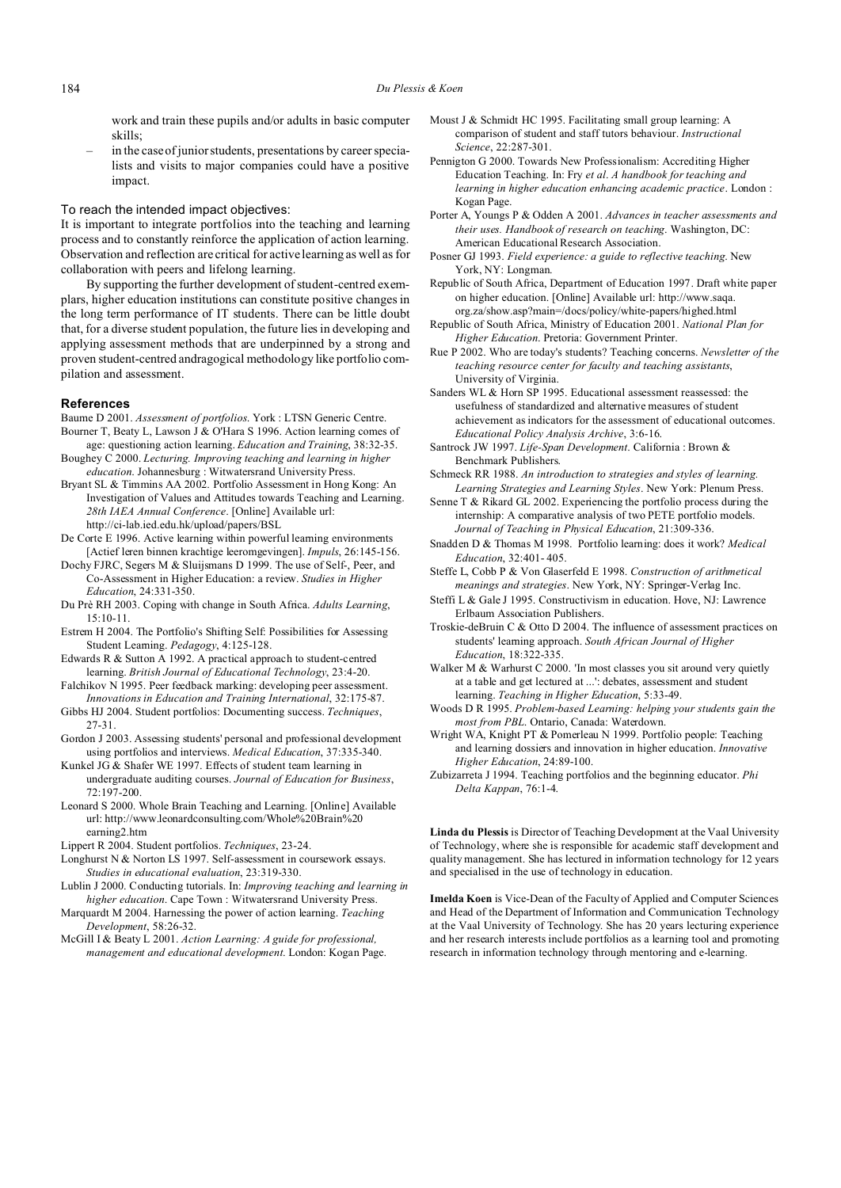work and train these pupils and/or adults in basic computer skills;

– in the case of junior students, presentations by career specialists and visits to major companies could have a positive impact.

To reach the intended impact objectives:

It is important to integrate portfolios into the teaching and learning process and to constantly reinforce the application of action learning. Observation and reflection are critical for active learning as well as for collaboration with peers and lifelong learning.

By supporting the further development of student-centred exemplars, higher education institutions can constitute positive changes in the long term performance of IT students. There can be little doubt that, for a diverse student population, the future lies in developing and applying assessment methods that are underpinned by a strong and proven student-centred andragogical methodology like portfolio compilation and assessment.

## References

Baume D 2001. *Assessment of portfolios.* York : LTSN Generic Centre.

Bourner T, Beaty L, Lawson J & O'Hara S 1996. Action learning comes of age: questioning action learning. *Education and Training*, 38:32-35.

Boughey C 2000. *Lecturing. Improving teaching and learning in higher education.* Johannesburg : Witwatersrand University Press.

Bryant SL & Timmins AA 2002. Portfolio Assessment in Hong Kong: An Investigation of Values and Attitudes towards Teaching and Learning. *28th IAEA Annual Conference*. [Online] Available url: http://ci-lab.ied.edu.hk/upload/papers/BSL

De Corte E 1996. Active learning within powerful learning environments [Actief leren binnen krachtige leeromgevingen]. *Impuls*, 26:145-156.

Dochy FJRC, Segers M & Sluijsmans D 1999. The use of Self-, Peer, and Co-Assessment in Higher Education: a review. *Studies in Higher Education*, 24:331-350.

Du Prè RH 2003. Coping with change in South Africa. *Adults Learning*, 15:10-11.

Estrem H 2004. The Portfolio's Shifting Self: Possibilities for Assessing Student Learning. *Pedagogy*, 4:125-128.

Edwards R & Sutton A 1992. A practical approach to student-centred learning. *British Journal of Educational Technology*, 23:4-20.

Falchikov N 1995. Peer feedback marking: developing peer assessment. *Innovations in Education and Training International*, 32:175-87.

Gibbs HJ 2004. Student portfolios: Documenting success. *Techniques*, 27-31.

Gordon J 2003. Assessing students' personal and professional development using portfolios and interviews. *Medical Education*, 37:335-340.

Kunkel JG & Shafer WE 1997. Effects of student team learning in undergraduate auditing courses. *Journal of Education for Business*, 72:197-200.

Leonard S 2000. Whole Brain Teaching and Learning. [Online] Available url: http://www.leonardconsulting.com/Whole%20Brain%20 earning2.htm

Lippert R 2004. Student portfolios. *Techniques*, 23-24.

Longhurst N & Norton LS 1997. Self-assessment in coursework essays. *Studies in educational evaluation*, 23:319-330.

Lublin J 2000. Conducting tutorials. In: *Improving teaching and learning in higher education*. Cape Town : Witwatersrand University Press.

Marquardt M 2004. Harnessing the power of action learning. *Teaching Development*, 58:26-32.

McGill I & Beaty L 2001. *Action Learning: A guide for professional, management and educational development.* London: Kogan Page.

Moust J & Schmidt HC 1995. Facilitating small group learning: A comparison of student and staff tutors behaviour. *Instructional Science*, 22:287-301.

Pennington G 2000. Towards New Professionalism: Accrediting Higher Education Teaching. In: Fry *et al*. *A handbook for teaching and learning in higher education enhancing academic practice*. London : Kogan Page.

Porter A, Youngs P & Odden A 2001. *Advances in teacher assessments and their uses. Handbook of research on teaching.* Washington, DC: American Educational Research Association.

Posner GJ 1993. *Field experience: a guide to reflective teaching.* New York, NY: Longman.

Republic of South Africa, Department of Education 1997. Draft white paper on higher education. [Online] Available url: http://www.saqa. org.za/show.asp?main=/docs/policy/white-papers/highed.html

Republic of South Africa, Ministry of Education 2001. *National Plan for Higher Education*. Pretoria: Government Printer.

Rue P 2002. Who are today's students? Teaching concerns. *Newsletter of the teaching resource center for faculty and teaching assistants*, University of Virginia.

Sanders WL & Horn SP 1995. Educational assessment reassessed: the usefulness of standardized and alternative measures of student achievement as indicators for the assessment of educational outcomes. *Educational Policy Analysis Archive*, 3:6-16.

Santrock JW 1997. *Life-Span Development*. California : Brown & Benchmark Publishers.

Schmeck RR 1988. *An introduction to strategies and styles of learning. Learning Strategies and Learning Styles*. New York: Plenum Press.

Senne T & Rikard GL 2002. Experiencing the portfolio process during the internship: A comparative analysis of two PETE portfolio models. *Journal of Teaching in Physical Education*, 21:309-336.

Snadden D & Thomas M 1998. Portfolio learning: does it work? *Medical Education*, 32:401- 405.

Steffe L, Cobb P & Von Glaserfeld E 1998. *Construction of arithmetical meanings and strategies*. New York, NY: Springer-Verlag Inc.

Steffi L & Gale J 1995. Constructivism in education. Hove, NJ: Lawrence Erlbaum Association Publishers.

Troskie-deBruin C & Otto D 2004. The influence of assessment practices on students' learning approach. *South African Journal of Higher Education*, 18:322-335.

Walker M & Warhurst C 2000. 'In most classes you sit around very quietly at a table and get lectured at ...': debates, assessment and student learning. *Teaching in Higher Education*, 5:33-49.

Woods D R 1995. *Problem-based Learning: helping your students gain the most from PBL*. Ontario, Canada: Waterdown.

Wright WA, Knight PT & Pomerleau N 1999. Portfolio people: Teaching and learning dossiers and innovation in higher education. *Innovative Higher Education*, 24:89-100.

Zubizarreta J 1994. Teaching portfolios and the beginning educator. *Phi Delta Kappan*, 76:1-4.

**Linda du Plessis** is Director of Teaching Development at the Vaal University of Technology, where she is responsible for academic staff development and quality management. She has lectured in information technology for 12 years and specialised in the use of technology in education.

**Imelda Koen** is Vice-Dean of the Faculty of Applied and Computer Sciences and Head of the Department of Information and Communication Technology at the Vaal University of Technology. She has 20 years lecturing experience and her research interests include portfolios as a learning tool and promoting research in information technology through mentoring and e-learning.